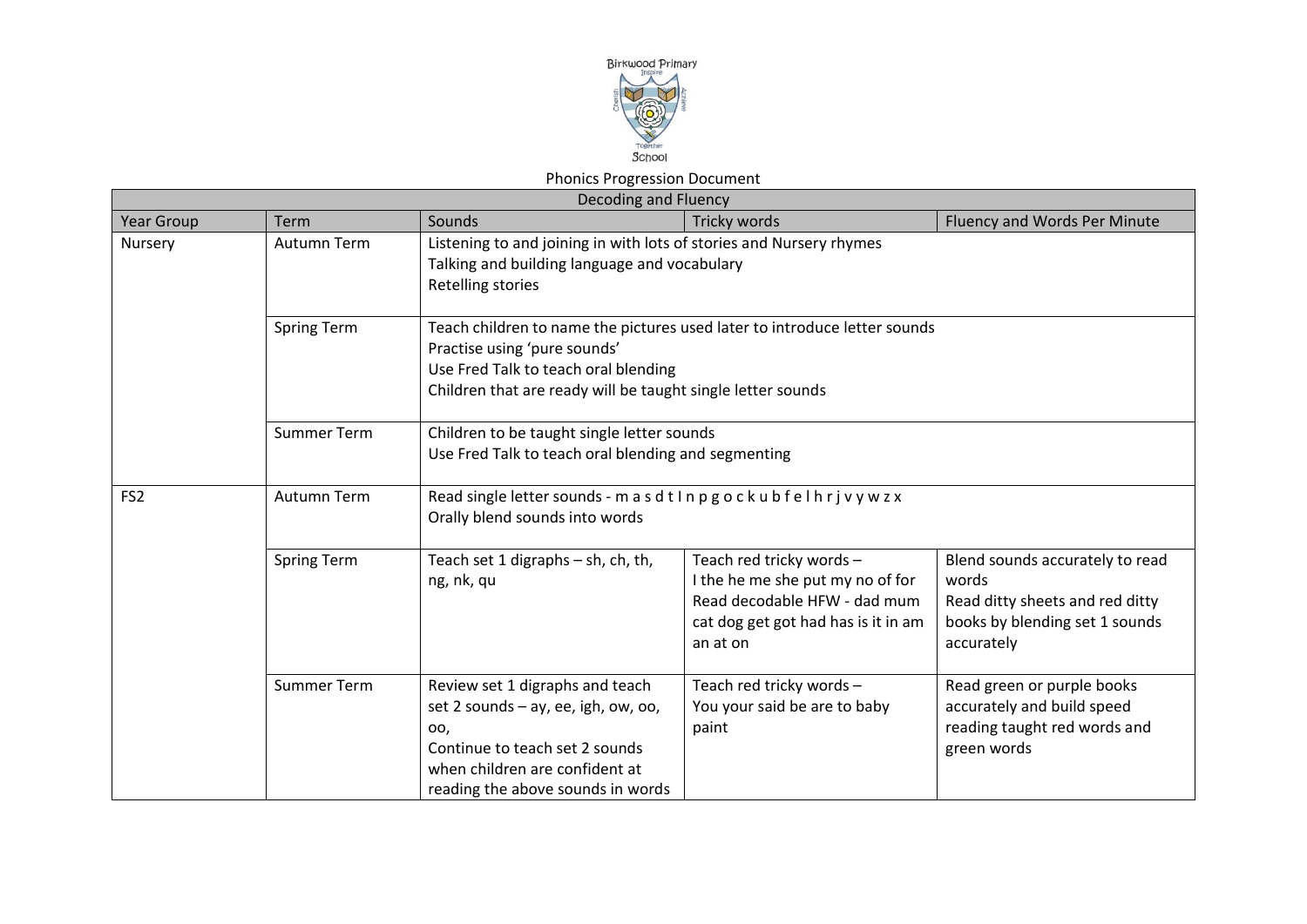Birkwood Primary School

Phonics Progression Document

| Decoding and Fluency | | | | |
|---|---|---|---|---|
| Year Group | Term | Sounds | Tricky words | Fluency and Words Per Minute |
| Nursery | Autumn Term | Listening to and joining in with lots of stories and Nursery rhymes<br>Talking and building language and vocabulary<br>Retelling stories | | |
| | Spring Term | Teach children to name the pictures used later to introduce letter sounds<br>Practise using 'pure sounds'<br>Use Fred Talk to teach oral blending<br>Children that are ready will be taught single letter sounds | | |
| | Summer Term | Children to be taught single letter sounds<br>Use Fred Talk to teach oral blending and segmenting | | |
| FS2 | Autumn Term | Read single letter sounds - m a s d t I n p g o c k u b f e l h r j v y w z x<br>Orally blend sounds into words | | |
| | Spring Term | Teach set 1 digraphs – sh, ch, th, ng, nk, qu | Teach red tricky words –<br>I the he me she put my no of for<br>Read decodable HFW - dad mum cat dog get got had has is it in am an at on | Blend sounds accurately to read words<br>Read ditty sheets and red ditty books by blending set 1 sounds accurately |
| | Summer Term | Review set 1 digraphs and teach set 2 sounds – ay, ee, igh, ow, oo, oo,<br>Continue to teach set 2 sounds when children are confident at reading the above sounds in words | Teach red tricky words –<br>You your said be are to baby paint | Read green or purple books accurately and build speed reading taught red words and green words |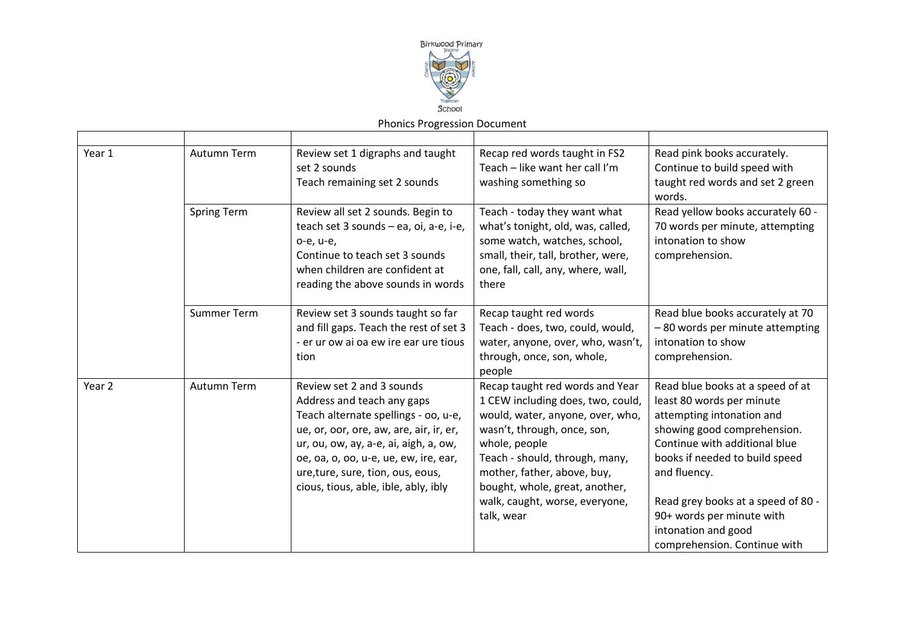Birkwood Primary School

Phonics Progression Document

| | | | | |
|---|---|---|---|---|
| Year 1 | Autumn Term | Review set 1 digraphs and taught set 2 sounds<br>Teach remaining set 2 sounds | Recap red words taught in FS2<br>Teach – like want her call I'm washing something so | Read pink books accurately. Continue to build speed with taught red words and set 2 green words. |
| | Spring Term | Review all set 2 sounds. Begin to teach set 3 sounds – ea, oi, a-e, i-e, o-e, u-e,<br>Continue to teach set 3 sounds when children are confident at reading the above sounds in words | Teach - today they want what what's tonight, old, was, called, some watch, watches, school, small, their, tall, brother, were, one, fall, call, any, where, wall, there | Read yellow books accurately 60 - 70 words per minute, attempting intonation to show comprehension. |
| | Summer Term | Review set 3 sounds taught so far and fill gaps. Teach the rest of set 3 - er ur ow ai oa ew ire ear ure tious tion | Recap taught red words<br>Teach - does, two, could, would, water, anyone, over, who, wasn't, through, once, son, whole, people | Read blue books accurately at 70 – 80 words per minute attempting intonation to show comprehension. |
| Year 2 | Autumn Term | Review set 2 and 3 sounds<br>Address and teach any gaps<br>Teach alternate spellings - oo, u-e, ue, or, oor, ore, aw, are, air, ir, er, ur, ou, ow, ay, a-e, ai, aigh, a, ow, oe, oa, o, oo, u-e, ue, ew, ire, ear, ure,ture, sure, tion, ous, eous, cious, tious, able, ible, ably, ibly | Recap taught red words and Year 1 CEW including does, two, could, would, water, anyone, over, who, wasn't, through, once, son, whole, people<br>Teach - should, through, many, mother, father, above, buy, bought, whole, great, another, walk, caught, worse, everyone, talk, wear | Read blue books at a speed of at least 80 words per minute attempting intonation and showing good comprehension. Continue with additional blue books if needed to build speed and fluency.<br><br>Read grey books at a speed of 80 - 90+ words per minute with intonation and good comprehension. Continue with |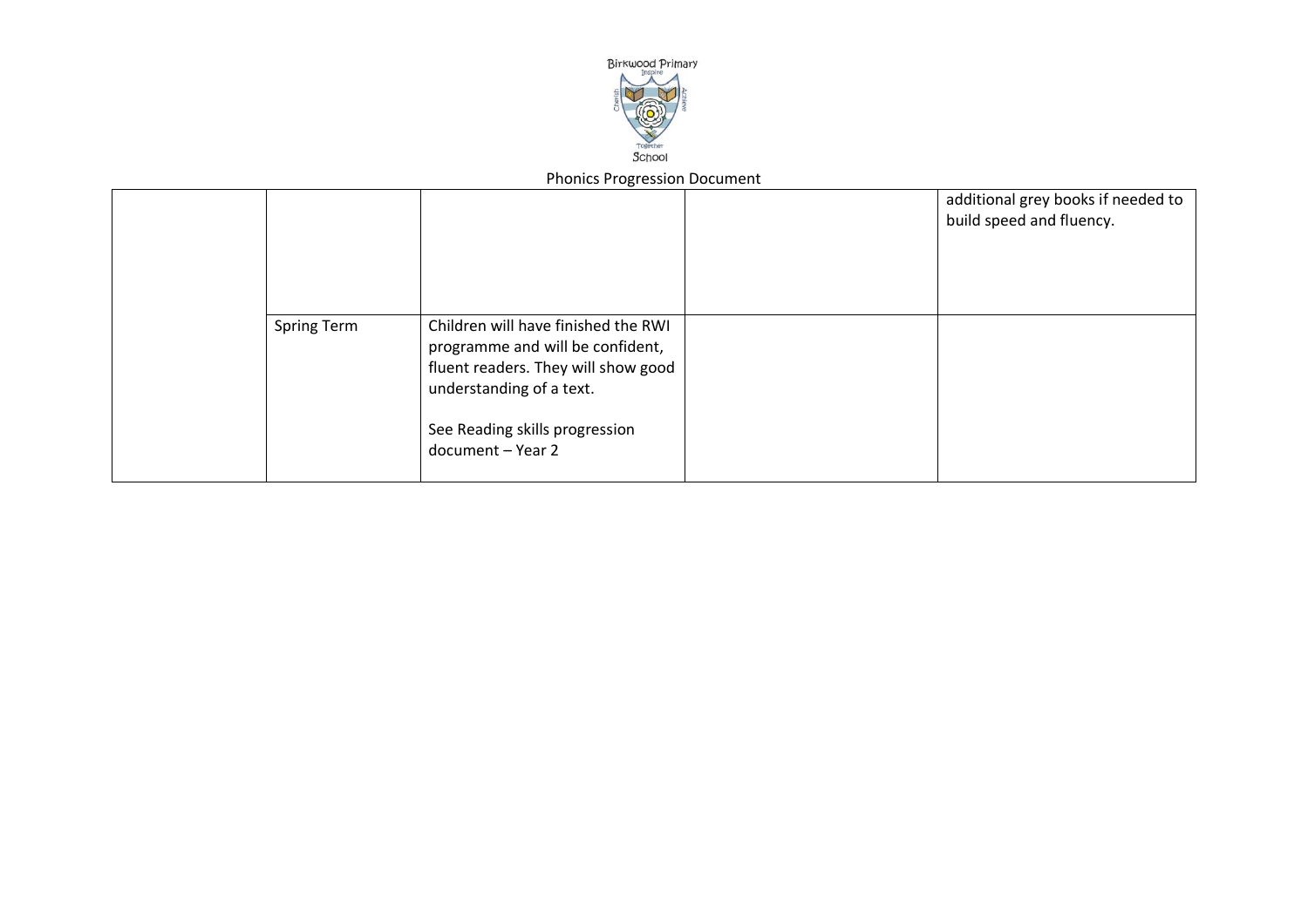Phonics Progression Document

| | | | | |
|---|---|---|---|---|
| | | | | additional grey books if needed to build speed and fluency. |
| | Spring Term | Children will have finished the RWI programme and will be confident, fluent readers. They will show good understanding of a text.<br><br>See Reading skills progression document – Year 2 | | |